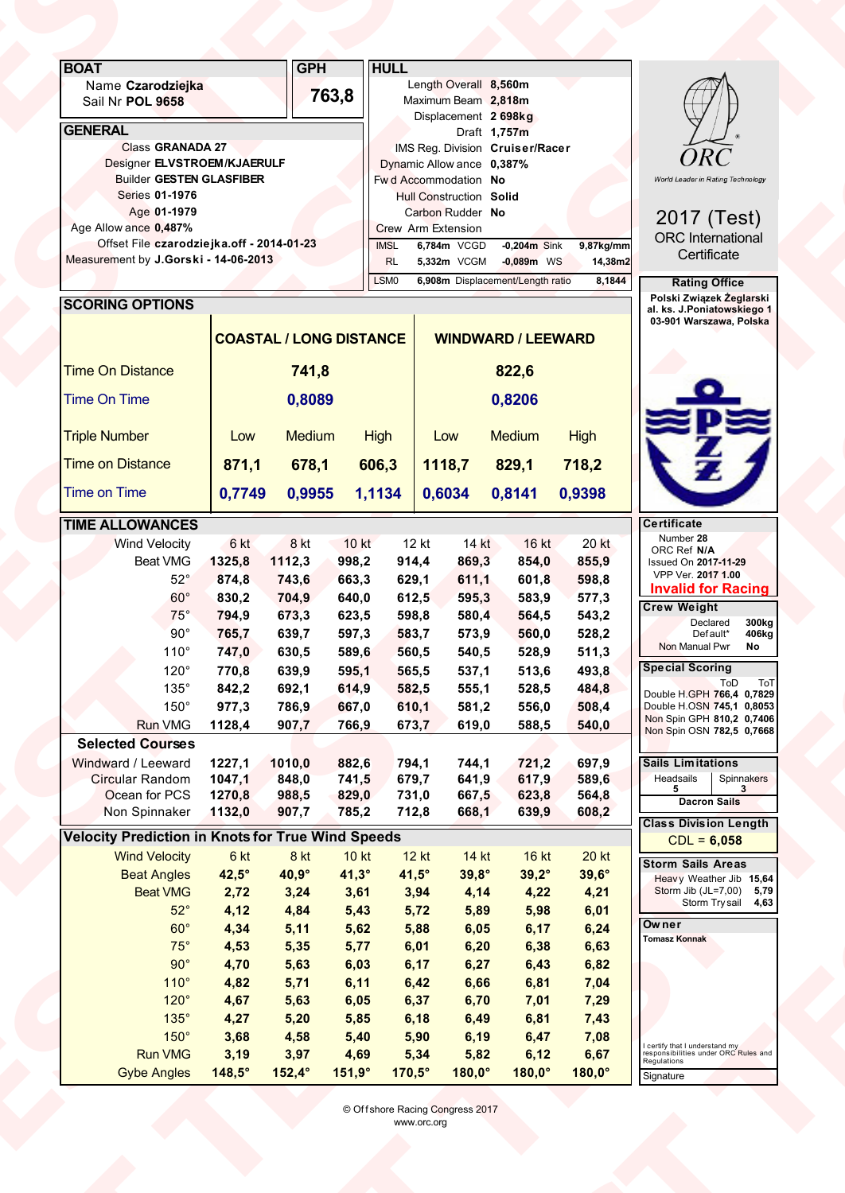## BOAT

Name **Czarodziejka**
Sail Nr **POL 9658**

## GPH

**763,8**

## GENERAL

Class **GRANADA 27**
Designer **ELVSTROEM/KJAERULF**
Builder **GESTEN GLASFIBER**
Series **01-1976**
Age **01-1979**
Age Allowance **0,487%**
Offset File **czarodziejka.off - 2014-01-23**
Measurement by **J.Gorski - 14-06-2013**

## HULL

Length Overall **8,560m**
Maximum Beam **2,818m**
Displacement **2 698kg**
Draft **1,757m**
IMS Reg. Division **Cruiser/Racer**
Dynamic Allowance **0,387%**
Fwd Accommodation **No**
Hull Construction **Solid**
Carbon Rudder **No**
Crew Arm Extension

| | | | | | |
|---|---|---|---|---|---|
| IMSL | 6,784m | VCGD | -0,204m | Sink | 9,87kg/mm |
| RL | 5,332m | VCGM | -0,089m | WS | 14,38m2 |
| LSM0 | 6,908m | Displacement/Length ratio | | | 8,1844 |

ORC World Leader in Rating Technology

**2017 (Test)**
ORC International Certificate

## Rating Office

Polski Związek Żeglarski
al. ks. J.Poniatowskiego 1
03-901 Warszawa, Polska

## SCORING OPTIONS

| | COASTAL / LONG DISTANCE | | | WINDWARD / LEEWARD | | |
|---|---|---|---|---|---|---|
| Time On Distance | | 741,8 | | | 822,6 | |
| Time On Time | | 0,8089 | | | 0,8206 | |
| Triple Number | Low | Medium | High | Low | Medium | High |
| Time on Distance | 871,1 | 678,1 | 606,3 | 1118,7 | 829,1 | 718,2 |
| Time on Time | 0,7749 | 0,9955 | 1,1134 | 0,6034 | 0,8141 | 0,9398 |

## TIME ALLOWANCES

| Wind Velocity | 6 kt | 8 kt | 10 kt | 12 kt | 14 kt | 16 kt | 20 kt |
|---|---|---|---|---|---|---|---|
| Beat VMG | 1325,8 | 1112,3 | 998,2 | 914,4 | 869,3 | 854,0 | 855,9 |
| 52° | 874,8 | 743,6 | 663,3 | 629,1 | 611,1 | 601,8 | 598,8 |
| 60° | 830,2 | 704,9 | 640,0 | 612,5 | 595,3 | 583,9 | 577,3 |
| 75° | 794,9 | 673,3 | 623,5 | 598,8 | 580,4 | 564,5 | 543,2 |
| 90° | 765,7 | 639,7 | 597,3 | 583,7 | 573,9 | 560,0 | 528,2 |
| 110° | 747,0 | 630,5 | 589,6 | 560,5 | 540,5 | 528,9 | 511,3 |
| 120° | 770,8 | 639,9 | 595,1 | 565,5 | 537,1 | 513,6 | 493,8 |
| 135° | 842,2 | 692,1 | 614,9 | 582,5 | 555,1 | 528,5 | 484,8 |
| 150° | 977,3 | 786,9 | 667,0 | 610,1 | 581,2 | 556,0 | 508,4 |
| Run VMG | 1128,4 | 907,7 | 766,9 | 673,7 | 619,0 | 588,5 | 540,0 |
| **Selected Courses** | | | | | | | |
| Windward / Leeward | 1227,1 | 1010,0 | 882,6 | 794,1 | 744,1 | 721,2 | 697,9 |
| Circular Random | 1047,1 | 848,0 | 741,5 | 679,7 | 641,9 | 617,9 | 589,6 |
| Ocean for PCS | 1270,8 | 988,5 | 829,0 | 731,0 | 667,5 | 623,8 | 564,8 |
| Non Spinnaker | 1132,0 | 907,7 | 785,2 | 712,8 | 668,1 | 639,9 | 608,2 |

## Velocity Prediction in Knots for True Wind Speeds

| Wind Velocity | 6 kt | 8 kt | 10 kt | 12 kt | 14 kt | 16 kt | 20 kt |
|---|---|---|---|---|---|---|---|
| Beat Angles | 42,5° | 40,9° | 41,3° | 41,5° | 39,8° | 39,2° | 39,6° |
| Beat VMG | 2,72 | 3,24 | 3,61 | 3,94 | 4,14 | 4,22 | 4,21 |
| 52° | 4,12 | 4,84 | 5,43 | 5,72 | 5,89 | 5,98 | 6,01 |
| 60° | 4,34 | 5,11 | 5,62 | 5,88 | 6,05 | 6,17 | 6,24 |
| 75° | 4,53 | 5,35 | 5,77 | 6,01 | 6,20 | 6,38 | 6,63 |
| 90° | 4,70 | 5,63 | 6,03 | 6,17 | 6,27 | 6,43 | 6,82 |
| 110° | 4,82 | 5,71 | 6,11 | 6,42 | 6,66 | 6,81 | 7,04 |
| 120° | 4,67 | 5,63 | 6,05 | 6,37 | 6,70 | 7,01 | 7,29 |
| 135° | 4,27 | 5,20 | 5,85 | 6,18 | 6,49 | 6,81 | 7,43 |
| 150° | 3,68 | 4,58 | 5,40 | 5,90 | 6,19 | 6,47 | 7,08 |
| Run VMG | 3,19 | 3,97 | 4,69 | 5,34 | 5,82 | 6,12 | 6,67 |
| Gybe Angles | 148,5° | 152,4° | 151,9° | 170,5° | 180,0° | 180,0° | 180,0° |

## Certificate

Number **28**
ORC Ref **N/A**
Issued On **2017-11-29**
VPP Ver. **2017 1.00**
**Invalid for Racing**

## Crew Weight

Declared **300kg**
Default* **406kg**
Non Manual Pwr **No**

## Special Scoring

| | ToD | ToT |
|---|---|---|
| Double H.GPH | 766,4 | 0,7829 |
| Double H.OSN | 745,1 | 0,8053 |
| Non Spin GPH | 810,2 | 0,7406 |
| Non Spin OSN | 782,5 | 0,7668 |

## Sails Limitations

| Headsails | Spinnakers |
|---|---|
| 5 | 3 |

**Dacron Sails**

## Class Division Length

CDL = 6,058

## Storm Sails Areas

Heavy Weather Jib **15,64**
Storm Jib (JL=7,00) **5,79**
Storm Trysail **4,63**

## Owner

**Tomasz Konnak**

I certify that I understand my responsibilities under ORC Rules and Regulations

Signature

© Offshore Racing Congress 2017
www.orc.org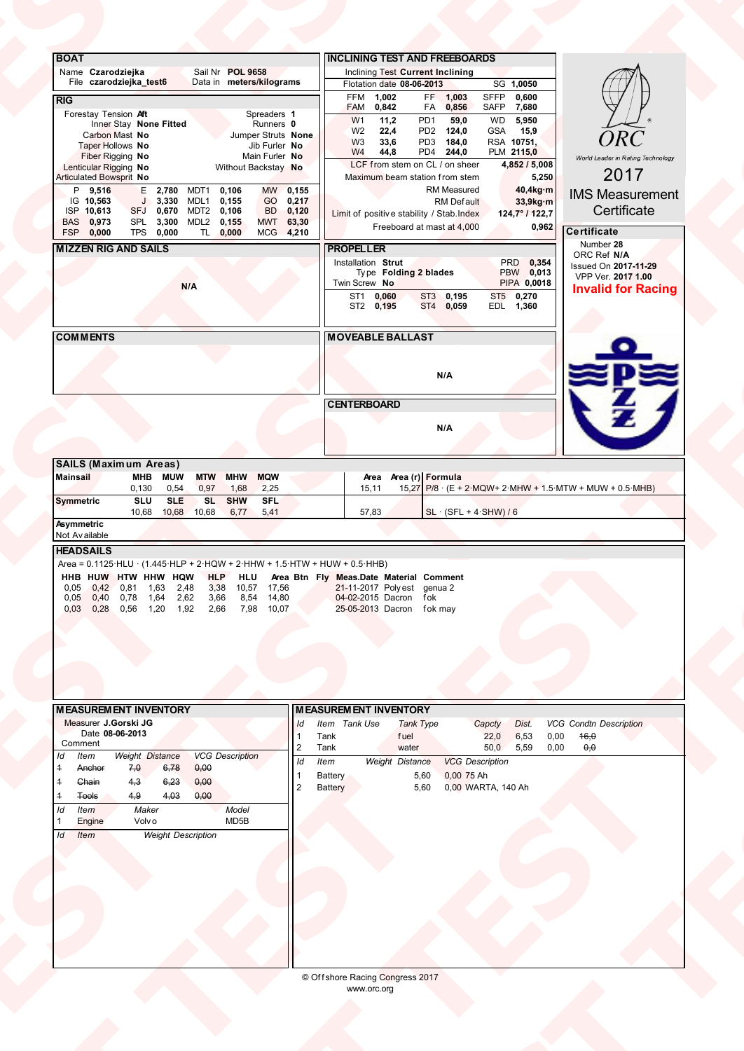## BOAT

Name **Czarodziejka** Sail Nr **POL 9658**
File **czarodziejka_test6** Data in **meters/kilograms**

## RIG

| | | | |
|---|---|---|---|
| Forestay Tension | **Aft** | Spreaders | **1** |
| Inner Stay | **None Fitted** | Runners | **0** |
| Carbon Mast | **No** | Jumper Struts | **None** |
| Taper Hollows | **No** | Jib Furler | **No** |
| Fiber Rigging | **No** | Main Furler | **No** |
| Lenticular Rigging | **No** | Without Backstay | **No** |
| Articulated Bowsprit | **No** | | |

| | | | | | | | |
|---|---|---|---|---|---|---|---|
| P | 9,516 | E | 2,780 | MDT1 | 0,106 | MW | 0,155 |
| IG | 10,563 | J | 3,330 | MDL1 | 0,155 | GO | 0,217 |
| ISP | 10,613 | SFJ | 0,670 | MDT2 | 0,106 | BD | 0,120 |
| BAS | 0,973 | SPL | 3,300 | MDL2 | 0,155 | MWT | 63,30 |
| FSP | 0,000 | TPS | 0,000 | TL | 0,000 | MCG | 4,210 |

## INCLINING TEST AND FREEBOARDS

Inclining Test **Current Inclining**
Flotation date **08-06-2013** SG **1,0050**

| | | | | | |
|---|---|---|---|---|---|
| FFM | 1,002 | FF | 1,003 | SFFP | 0,600 |
| FAM | 0,842 | FA | 0,856 | SAFP | 7,680 |
| W1 | 11,2 | PD1 | 59,0 | WD | 5,950 |
| W2 | 22,4 | PD2 | 124,0 | GSA | 15,9 |
| W3 | 33,6 | PD3 | 184,0 | RSA | 10751, |
| W4 | 44,8 | PD4 | 244,0 | PLM | 2115,0 |

| | |
|---|---|
| LCF from stem on CL / on sheer | 4,852 / 5,008 |
| Maximum beam station from stem | 5,250 |
| RM Measured | 40,4kg·m |
| RM Default | 33,9kg·m |
| Limit of positive stability / Stab.Index | 124,7° / 122,7 |
| Freeboard at mast at 4,000 | 0,962 |

ORC
World Leader in Rating Technology

2017
IMS Measurement Certificate

## Certificate

Number **28**
ORC Ref **N/A**
Issued On **2017-11-29**
VPP Ver. **2017 1.00**
**Invalid for Racing**

## MIZZEN RIG AND SAILS

N/A

## PROPELLER

| | | | |
|---|---|---|---|
| Installation | **Strut** | PRD | 0,354 |
| Type | **Folding 2 blades** | PBW | 0,013 |
| Twin Screw | **No** | PIPA | 0,0018 |

| | | | | | |
|---|---|---|---|---|---|
| ST1 | 0,060 | ST3 | 0,195 | ST5 | 0,270 |
| ST2 | 0,195 | ST4 | 0,059 | EDL | 1,360 |

## COMMENTS

## MOVEABLE BALLAST

N/A

## CENTERBOARD

N/A

## SAILS (Maximum Areas)

| Mainsail | MHB | MUW | MTW | MHW | MQW | Area | Area (r) | Formula |
|---|---|---|---|---|---|---|---|---|
| | 0,130 | 0,54 | 0,97 | 1,68 | 2,25 | 15,11 | 15,27 | P/8 · (E + 2·MQW+ 2·MHW + 1.5·MTW + MUW + 0.5·MHB) |

| Symmetric | SLU | SLE | SL | SHW | SFL | Area | Formula |
|---|---|---|---|---|---|---|---|
| | 10,68 | 10,68 | 10,68 | 6,77 | 5,41 | 57,83 | SL · (SFL + 4·SHW) / 6 |

**Asymmetric**
Not Available

## HEADSAILS

Area = 0.1125·HLU · (1.445·HLP + 2·HQW + 2·HHW + 1.5·HTW + HUW + 0.5·HHB)

| HHB | HUW | HTW | HHW | HQW | HLP | HLU | Area | Btn | Fly | Meas.Date | Material | Comment |
|---|---|---|---|---|---|---|---|---|---|---|---|---|
| 0,05 | 0,42 | 0,81 | 1,63 | 2,48 | 3,38 | 10,57 | 17,56 | | | 21-11-2017 | Polyest | genua 2 |
| 0,05 | 0,40 | 0,78 | 1,64 | 2,62 | 3,66 | 8,54 | 14,80 | | | 04-02-2015 | Dacron | fok |
| 0,03 | 0,28 | 0,56 | 1,20 | 1,92 | 2,66 | 7,98 | 10,07 | | | 25-05-2013 | Dacron | fok may |

## MEASUREMENT INVENTORY

Measurer **J.Gorski JG**
Date **08-06-2013**
Comment

| Id | Item | Weight | Distance | VCG | Description |
|---|---|---|---|---|---|
| ~~1~~ | ~~Anchor~~ | ~~7,0~~ | ~~6,78~~ | ~~0,00~~ | |
| ~~1~~ | ~~Chain~~ | ~~4,3~~ | ~~6,23~~ | ~~0,00~~ | |
| ~~1~~ | ~~Tools~~ | ~~4,9~~ | ~~4,03~~ | ~~0,00~~ | |

| Id | Item | Maker | Model |
|---|---|---|---|
| 1 | Engine | Volvo | MD5B |

| Id | Item | Weight | Description |
|---|---|---|---|

## MEASUREMENT INVENTORY

| Id | Item | Tank Use | Tank Type | Capcty | Dist. | VCG | Condtn | Description |
|---|---|---|---|---|---|---|---|---|
| 1 | Tank | | fuel | 22,0 | 6,53 | 0,00 | ~~16,0~~ | |
| 2 | Tank | | water | 50,0 | 5,59 | 0,00 | ~~0,0~~ | |

| Id | Item | Weight | Distance | VCG | Description |
|---|---|---|---|---|---|
| 1 | Battery | | 5,60 | 0,00 | 75 Ah |
| 2 | Battery | | 5,60 | 0,00 | WARTA, 140 Ah |

© Offshore Racing Congress 2017
www.orc.org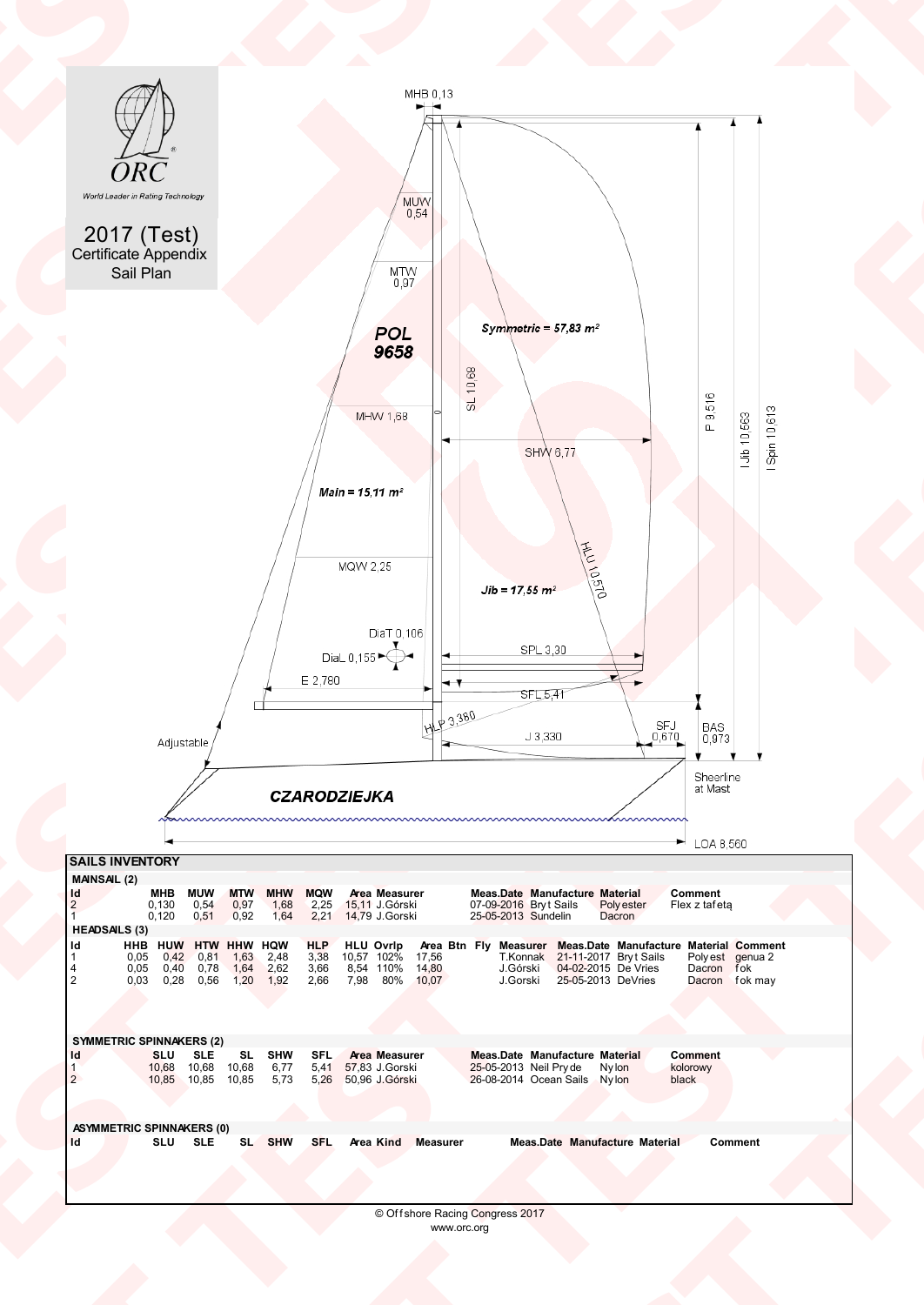**ORC**

World Leader in Rating Technology

## 2017 (Test)
## Certificate Appendix
## Sail Plan

MHB 0,13

MUW 0,54

MTW 0,97

**POL 9658**

*Symmetric = 57,83 m²*

SL 10,68

P 9,516

I Jib 10,563

I Spin 10,613

MHW 1,68

SHW 6,77

*Main = 15,11 m²*

MQW 2,25

HLU 10,570

*Jib = 17,55 m²*

DiaT 0,106

DiaL 0,155

SPL 3,30

E 2,780

SFL 5,41

HLP 3,380

SFJ 0,670

BAS 0,973

J 3,330

Adjustable

Sheerline at Mast

**CZARODZIEJKA**

LOA 8,560

### SAILS INVENTORY

**MAINSAIL (2)**

| Id | MHB | MUW | MTW | MHW | MQW | Area | Measurer | Meas.Date | Manufacture | Material | Comment |
|---|---|---|---|---|---|---|---|---|---|---|---|
| 2 | 0,130 | 0,54 | 0,97 | 1,68 | 2,25 | 15,11 | J.Górski | 07-09-2016 | Bryt Sails | Polyester | Flex z tafetą |
| 1 | 0,120 | 0,51 | 0,92 | 1,64 | 2,21 | 14,79 | J.Gorski | 25-05-2013 | Sundelin | Dacron | |

**HEADSAILS (3)**

| Id | HHB | HUW | HTW | HHW | HQW | HLP | HLU | Ovrlp | Area | Btn | Fly | Measurer | Meas.Date | Manufacture | Material | Comment |
|---|---|---|---|---|---|---|---|---|---|---|---|---|---|---|---|---|
| 1 | 0,05 | 0,42 | 0,81 | 1,63 | 2,48 | 3,38 | 10,57 | 102% | 17,56 | | | T.Konnak | 21-11-2017 | Bryt Sails | Polyest | genua 2 |
| 4 | 0,05 | 0,40 | 0,78 | 1,64 | 2,62 | 3,66 | 8,54 | 110% | 14,80 | | | J.Górski | 04-02-2015 | De Vries | Dacron | fok |
| 2 | 0,03 | 0,28 | 0,56 | 1,20 | 1,92 | 2,66 | 7,98 | 80% | 10,07 | | | J.Gorski | 25-05-2013 | DeVries | Dacron | fok may |

**SYMMETRIC SPINNAKERS (2)**

| Id | SLU | SLE | SL | SHW | SFL | Area | Measurer | Meas.Date | Manufacture | Material | Comment |
|---|---|---|---|---|---|---|---|---|---|---|---|
| 1 | 10,68 | 10,68 | 10,68 | 6,77 | 5,41 | 57,83 | J.Gorski | 25-05-2013 | Neil Pryde | Nylon | kolorowy |
| 2 | 10,85 | 10,85 | 10,85 | 5,73 | 5,26 | 50,96 | J.Górski | 26-08-2014 | Ocean Sails | Nylon | black |

**ASYMMETRIC SPINNAKERS (0)**

| Id | SLU | SLE | SL | SHW | SFL | Area | Kind | Measurer | Meas.Date | Manufacture | Material | Comment |
|---|---|---|---|---|---|---|---|---|---|---|---|---|

© Offshore Racing Congress 2017
www.orc.org